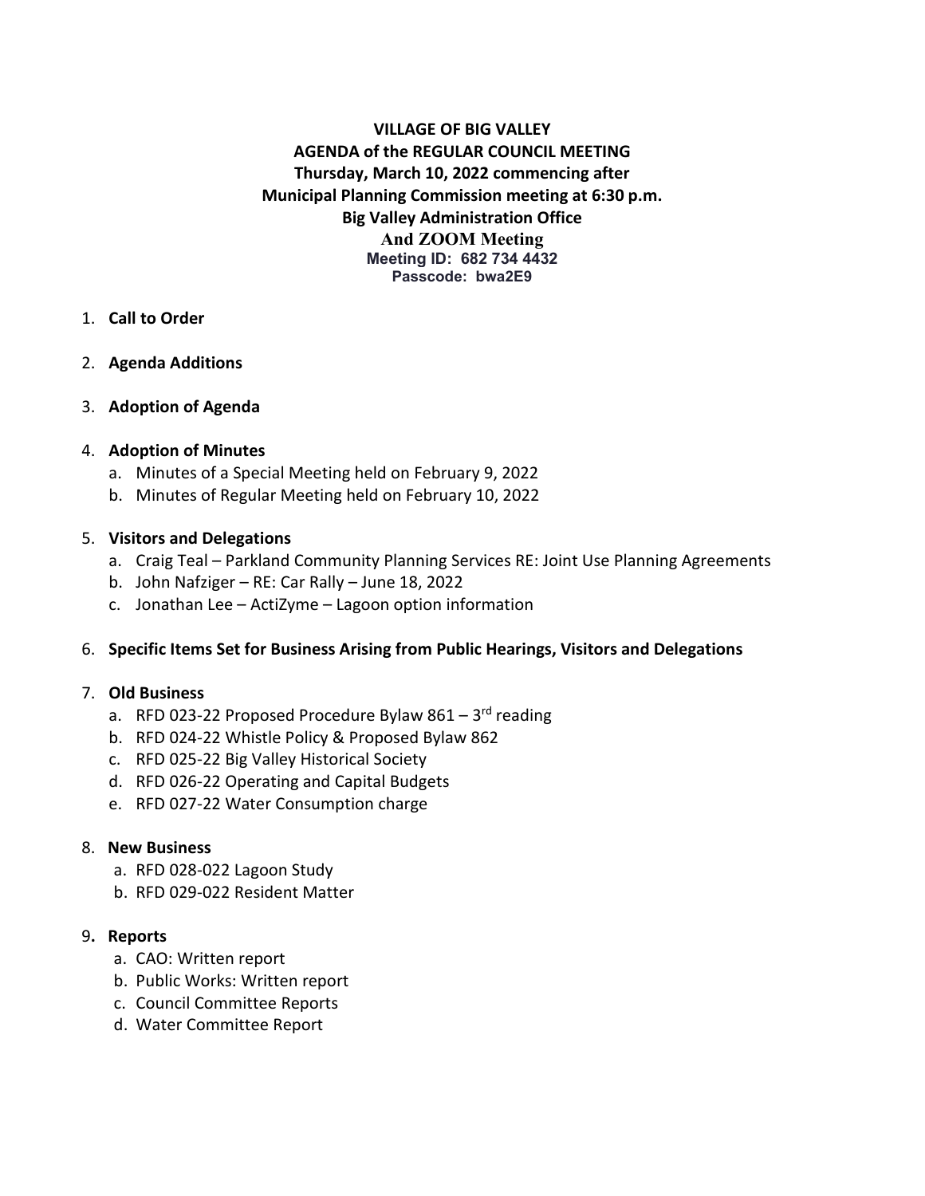**VILLAGE OF BIG VALLEY**
**AGENDA of the REGULAR COUNCIL MEETING**
**Thursday, March 10, 2022 commencing after**
**Municipal Planning Commission meeting at 6:30 p.m.**
**Big Valley Administration Office**
**And ZOOM Meeting**
**Meeting ID: 682 734 4432**
**Passcode: bwa2E9**

1. **Call to Order**

2. **Agenda Additions**

3. **Adoption of Agenda**

4. **Adoption of Minutes**
   a. Minutes of a Special Meeting held on February 9, 2022
   b. Minutes of Regular Meeting held on February 10, 2022

5. **Visitors and Delegations**
   a. Craig Teal – Parkland Community Planning Services RE: Joint Use Planning Agreements
   b. John Nafziger – RE: Car Rally – June 18, 2022
   c. Jonathan Lee – ActiZyme – Lagoon option information

6. **Specific Items Set for Business Arising from Public Hearings, Visitors and Delegations**

7. **Old Business**
   a. RFD 023-22 Proposed Procedure Bylaw 861 – 3rd reading
   b. RFD 024-22 Whistle Policy & Proposed Bylaw 862
   c. RFD 025-22 Big Valley Historical Society
   d. RFD 026-22 Operating and Capital Budgets
   e. RFD 027-22 Water Consumption charge

8. **New Business**
   a. RFD 028-022 Lagoon Study
   b. RFD 029-022 Resident Matter

9. **Reports**
   a. CAO: Written report
   b. Public Works: Written report
   c. Council Committee Reports
   d. Water Committee Report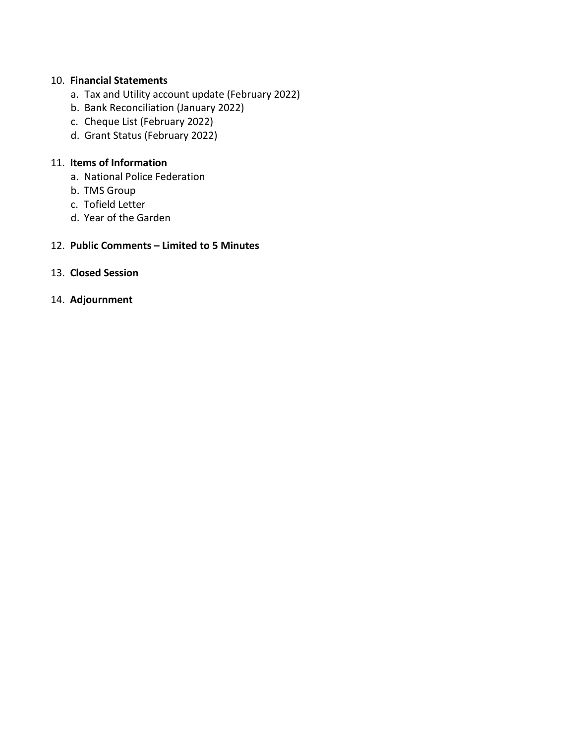10. **Financial Statements**
    a. Tax and Utility account update (February 2022)
    b. Bank Reconciliation (January 2022)
    c. Cheque List (February 2022)
    d. Grant Status (February 2022)

11. **Items of Information**
    a. National Police Federation
    b. TMS Group
    c. Tofield Letter
    d. Year of the Garden

12. **Public Comments – Limited to 5 Minutes**

13. **Closed Session**

14. **Adjournment**